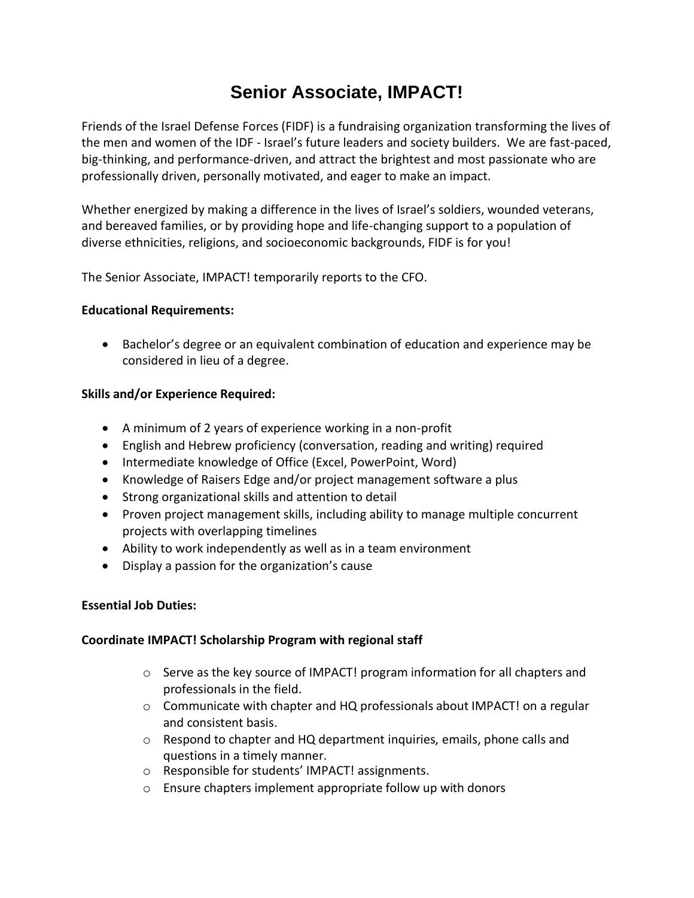# Senior Associate, IMPACT!

Friends of the Israel Defense Forces (FIDF) is a fundraising organization transforming the lives of the men and women of the IDF - Israel's future leaders and society builders. We are fast-paced, big-thinking, and performance-driven, and attract the brightest and most passionate who are professionally driven, personally motivated, and eager to make an impact.

Whether energized by making a difference in the lives of Israel's soldiers, wounded veterans, and bereaved families, or by providing hope and life-changing support to a population of diverse ethnicities, religions, and socioeconomic backgrounds, FIDF is for you!

The Senior Associate, IMPACT! temporarily reports to the CFO.

**Educational Requirements:**

- Bachelor's degree or an equivalent combination of education and experience may be considered in lieu of a degree.

**Skills and/or Experience Required:**

- A minimum of 2 years of experience working in a non-profit
- English and Hebrew proficiency (conversation, reading and writing) required
- Intermediate knowledge of Office (Excel, PowerPoint, Word)
- Knowledge of Raisers Edge and/or project management software a plus
- Strong organizational skills and attention to detail
- Proven project management skills, including ability to manage multiple concurrent projects with overlapping timelines
- Ability to work independently as well as in a team environment
- Display a passion for the organization's cause

**Essential Job Duties:**

**Coordinate IMPACT! Scholarship Program with regional staff**

- Serve as the key source of IMPACT! program information for all chapters and professionals in the field.
- Communicate with chapter and HQ professionals about IMPACT! on a regular and consistent basis.
- Respond to chapter and HQ department inquiries, emails, phone calls and questions in a timely manner.
- Responsible for students' IMPACT! assignments.
- Ensure chapters implement appropriate follow up with donors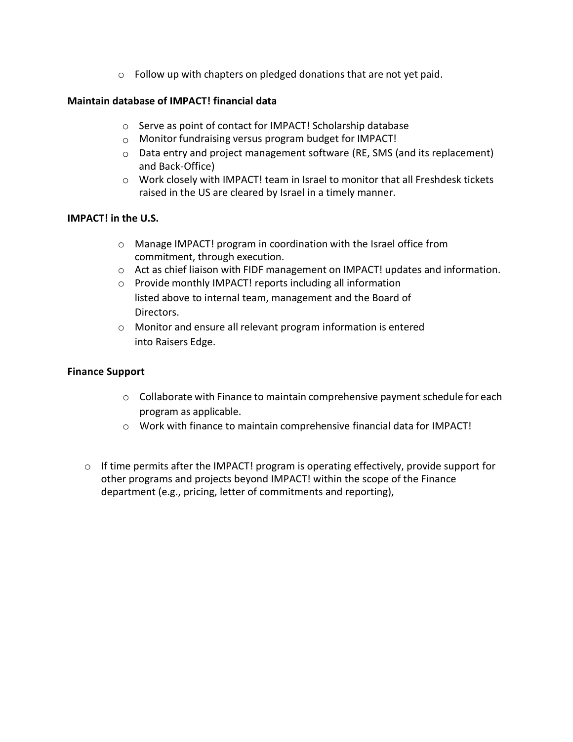- Follow up with chapters on pledged donations that are not yet paid.

**Maintain database of IMPACT! financial data**

- Serve as point of contact for IMPACT! Scholarship database
- Monitor fundraising versus program budget for IMPACT!
- Data entry and project management software (RE, SMS (and its replacement) and Back-Office)
- Work closely with IMPACT! team in Israel to monitor that all Freshdesk tickets raised in the US are cleared by Israel in a timely manner.

**IMPACT! in the U.S.**

- Manage IMPACT! program in coordination with the Israel office from commitment, through execution.
- Act as chief liaison with FIDF management on IMPACT! updates and information.
- Provide monthly IMPACT! reports including all information listed above to internal team, management and the Board of Directors.
- Monitor and ensure all relevant program information is entered into Raisers Edge.

**Finance Support**

- Collaborate with Finance to maintain comprehensive payment schedule for each program as applicable.
- Work with finance to maintain comprehensive financial data for IMPACT!

- If time permits after the IMPACT! program is operating effectively, provide support for other programs and projects beyond IMPACT! within the scope of the Finance department (e.g., pricing, letter of commitments and reporting),